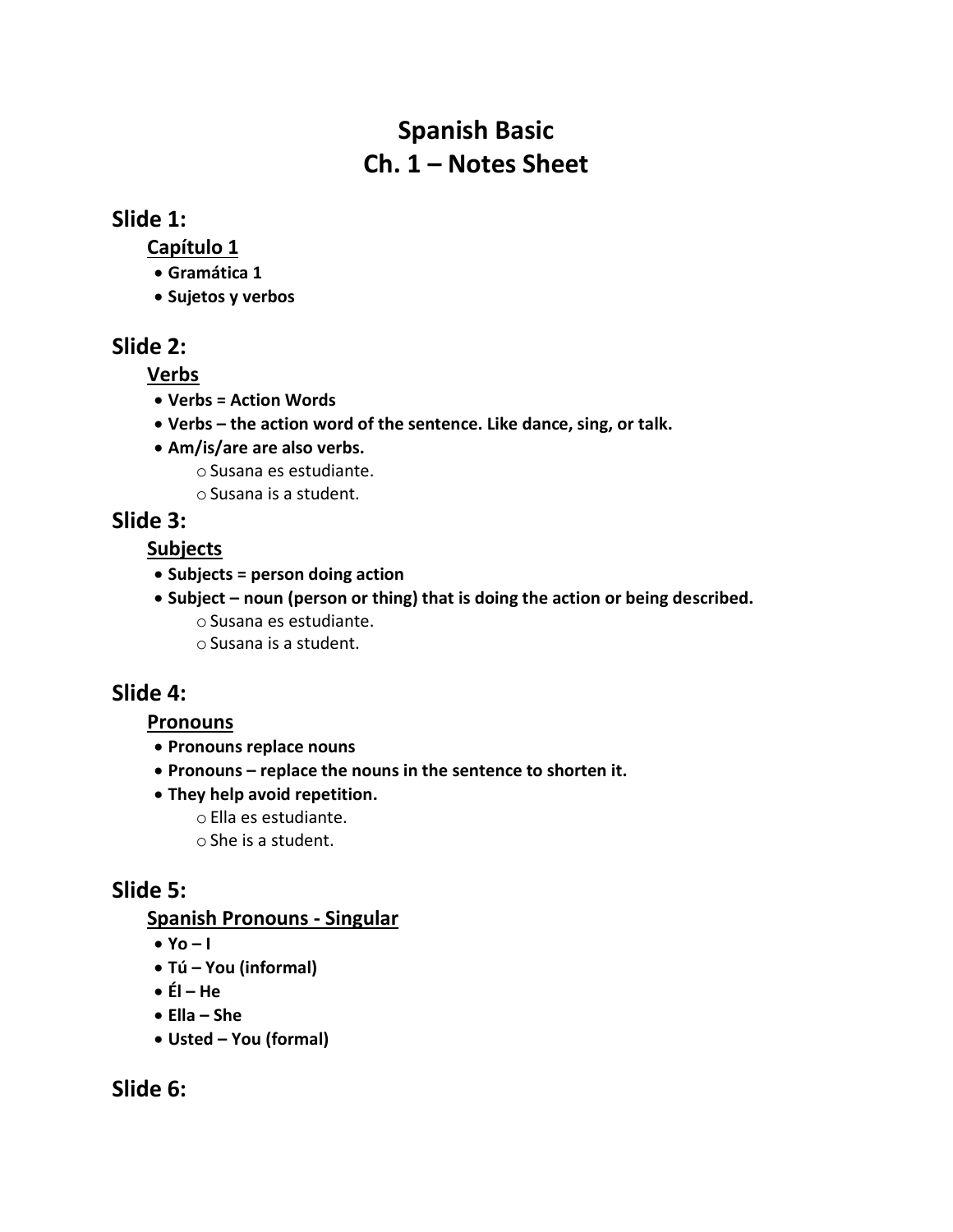# Spanish Basic
# Ch. 1 – Notes Sheet

## Slide 1:

### Capítulo 1

- **Gramática 1**
- **Sujetos y verbos**

## Slide 2:

### Verbs

- **Verbs = Action Words**
- **Verbs – the action word of the sentence. Like dance, sing, or talk.**
- **Am/is/are are also verbs.**
  - Susana es estudiante.
  - Susana is a student.

## Slide 3:

### Subjects

- **Subjects = person doing action**
- **Subject – noun (person or thing) that is doing the action or being described.**
  - Susana es estudiante.
  - Susana is a student.

## Slide 4:

### Pronouns

- **Pronouns replace nouns**
- **Pronouns – replace the nouns in the sentence to shorten it.**
- **They help avoid repetition.**
  - Ella es estudiante.
  - She is a student.

## Slide 5:

### Spanish Pronouns - Singular

- **Yo – I**
- **Tú – You (informal)**
- **Él – He**
- **Ella – She**
- **Usted – You (formal)**

## Slide 6: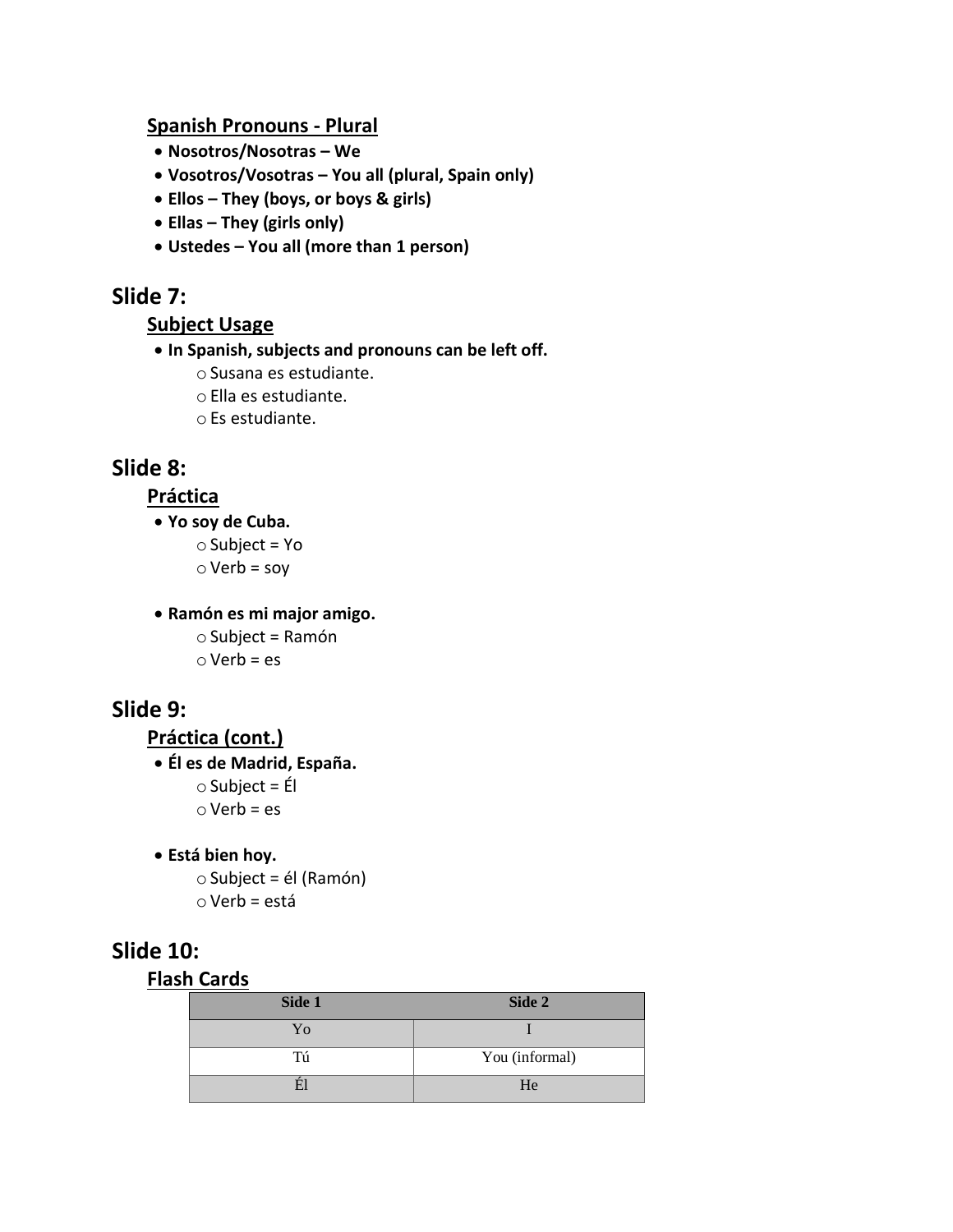### Spanish Pronouns - Plural

- **Nosotros/Nosotras – We**
- **Vosotros/Vosotras – You all (plural, Spain only)**
- **Ellos – They (boys, or boys & girls)**
- **Ellas – They (girls only)**
- **Ustedes – You all (more than 1 person)**

## Slide 7:

### Subject Usage

- **In Spanish, subjects and pronouns can be left off.**
  - Susana es estudiante.
  - Ella es estudiante.
  - Es estudiante.

## Slide 8:

### Práctica

- **Yo soy de Cuba.**
  - Subject = Yo
  - Verb = soy

- **Ramón es mi major amigo.**
  - Subject = Ramón
  - Verb = es

## Slide 9:

### Práctica (cont.)

- **Él es de Madrid, España.**
  - Subject = Él
  - Verb = es

- **Está bien hoy.**
  - Subject = él (Ramón)
  - Verb = está

## Slide 10:

### Flash Cards

| Side 1 | Side 2 |
|---|---|
| Yo | I |
| Tú | You (informal) |
| Él | He |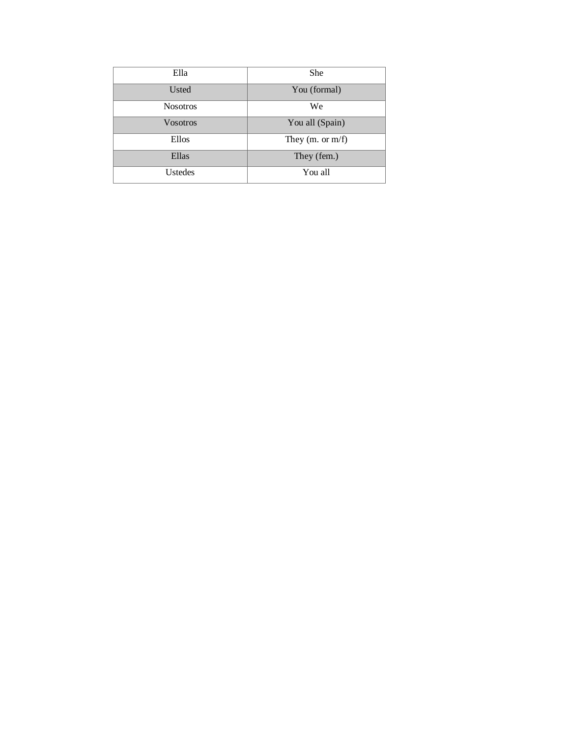| | |
|---|---|
| Ella | She |
| Usted | You (formal) |
| Nosotros | We |
| Vosotros | You all (Spain) |
| Ellos | They (m. or m/f) |
| Ellas | They (fem.) |
| Ustedes | You all |